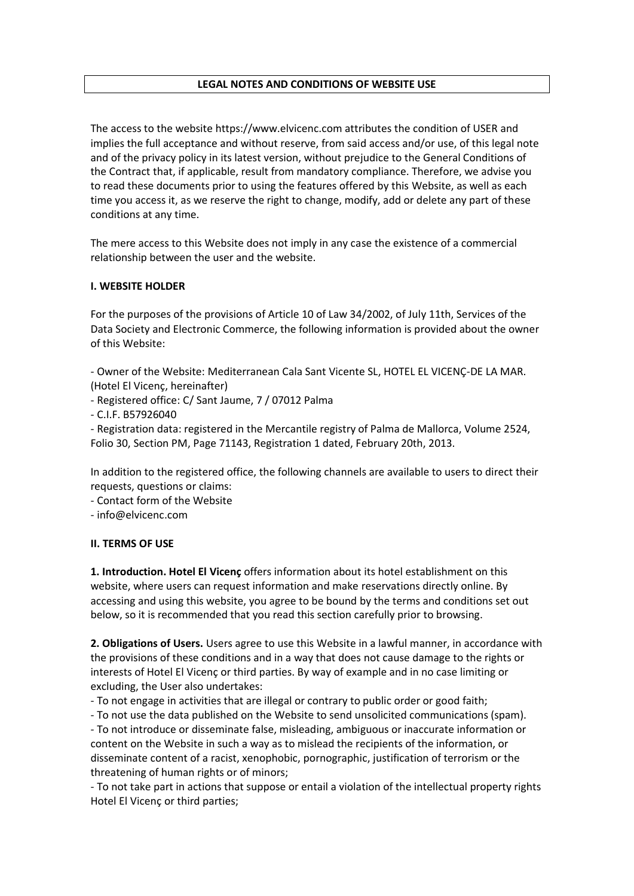# LEGAL NOTES AND CONDITIONS OF WEBSITE USE

The access to the website https://www.elvicenc.com attributes the condition of USER and implies the full acceptance and without reserve, from said access and/or use, of this legal note and of the privacy policy in its latest version, without prejudice to the General Conditions of the Contract that, if applicable, result from mandatory compliance. Therefore, we advise you to read these documents prior to using the features offered by this Website, as well as each time you access it, as we reserve the right to change, modify, add or delete any part of these conditions at any time.

The mere access to this Website does not imply in any case the existence of a commercial relationship between the user and the website.

## I. WEBSITE HOLDER

For the purposes of the provisions of Article 10 of Law 34/2002, of July 11th, Services of the Data Society and Electronic Commerce, the following information is provided about the owner of this Website:

- Owner of the Website: Mediterranean Cala Sant Vicente SL, HOTEL EL VICENÇ-DE LA MAR. (Hotel El Vicenç, hereinafter)
- Registered office: C/ Sant Jaume, 7 / 07012 Palma
- C.I.F. B57926040
- Registration data: registered in the Mercantile registry of Palma de Mallorca, Volume 2524, Folio 30, Section PM, Page 71143, Registration 1 dated, February 20th, 2013.

In addition to the registered office, the following channels are available to users to direct their requests, questions or claims:

- Contact form of the Website
- info@elvicenc.com

## II. TERMS OF USE

**1. Introduction. Hotel El Vicenç** offers information about its hotel establishment on this website, where users can request information and make reservations directly online. By accessing and using this website, you agree to be bound by the terms and conditions set out below, so it is recommended that you read this section carefully prior to browsing.

**2. Obligations of Users.** Users agree to use this Website in a lawful manner, in accordance with the provisions of these conditions and in a way that does not cause damage to the rights or interests of Hotel El Vicenç or third parties. By way of example and in no case limiting or excluding, the User also undertakes:

- To not engage in activities that are illegal or contrary to public order or good faith;
- To not use the data published on the Website to send unsolicited communications (spam).
- To not introduce or disseminate false, misleading, ambiguous or inaccurate information or content on the Website in such a way as to mislead the recipients of the information, or disseminate content of a racist, xenophobic, pornographic, justification of terrorism or the threatening of human rights or of minors;
- To not take part in actions that suppose or entail a violation of the intellectual property rights Hotel El Vicenç or third parties;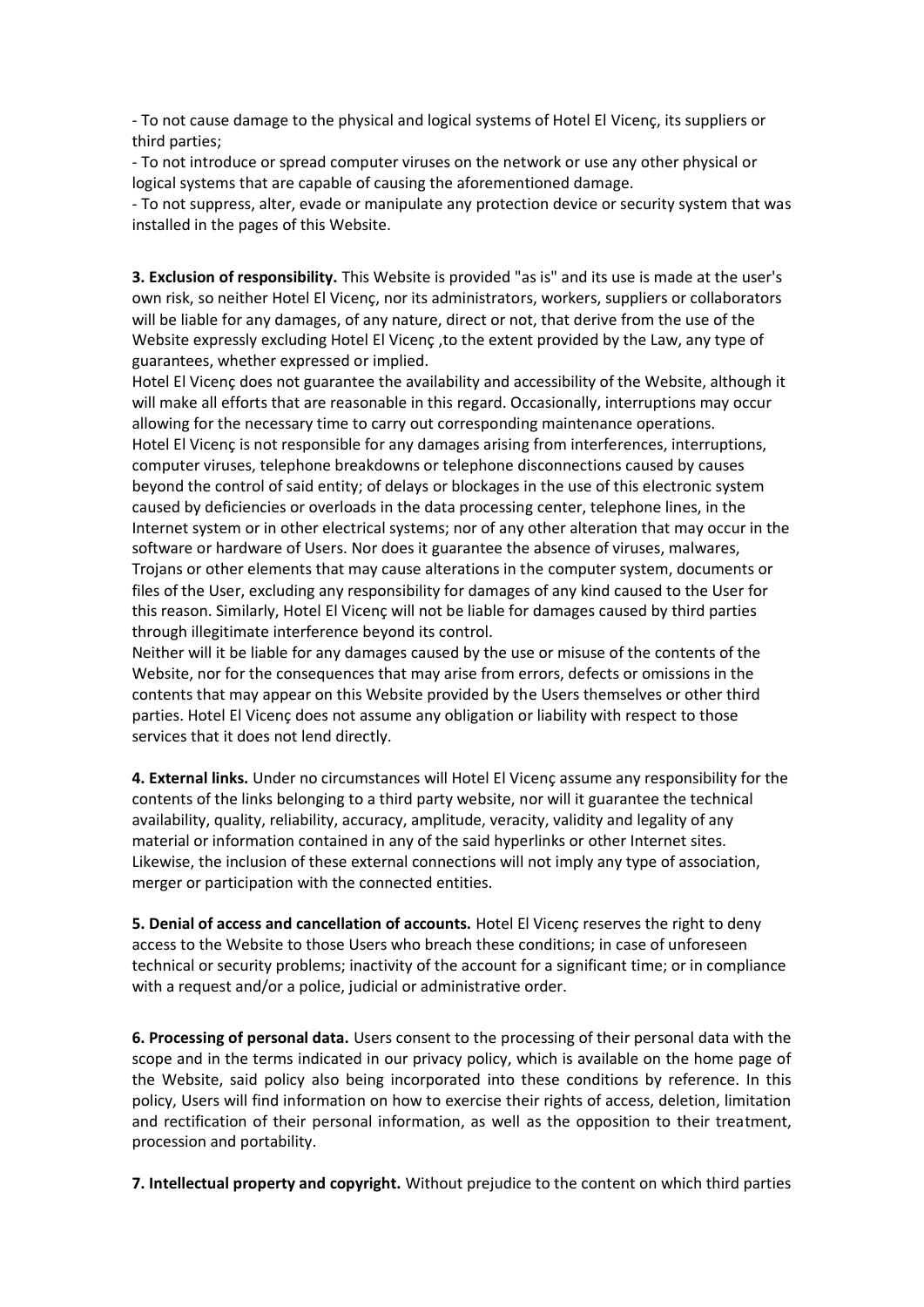- To not cause damage to the physical and logical systems of Hotel El Vicenç, its suppliers or third parties;

- To not introduce or spread computer viruses on the network or use any other physical or logical systems that are capable of causing the aforementioned damage.

- To not suppress, alter, evade or manipulate any protection device or security system that was installed in the pages of this Website.

**3. Exclusion of responsibility.** This Website is provided "as is" and its use is made at the user's own risk, so neither Hotel El Vicenç, nor its administrators, workers, suppliers or collaborators will be liable for any damages, of any nature, direct or not, that derive from the use of the Website expressly excluding Hotel El Vicenç ,to the extent provided by the Law, any type of guarantees, whether expressed or implied.

Hotel El Vicenç does not guarantee the availability and accessibility of the Website, although it will make all efforts that are reasonable in this regard. Occasionally, interruptions may occur allowing for the necessary time to carry out corresponding maintenance operations.

Hotel El Vicenç is not responsible for any damages arising from interferences, interruptions, computer viruses, telephone breakdowns or telephone disconnections caused by causes beyond the control of said entity; of delays or blockages in the use of this electronic system caused by deficiencies or overloads in the data processing center, telephone lines, in the Internet system or in other electrical systems; nor of any other alteration that may occur in the software or hardware of Users. Nor does it guarantee the absence of viruses, malwares, Trojans or other elements that may cause alterations in the computer system, documents or files of the User, excluding any responsibility for damages of any kind caused to the User for this reason. Similarly, Hotel El Vicenç will not be liable for damages caused by third parties through illegitimate interference beyond its control.

Neither will it be liable for any damages caused by the use or misuse of the contents of the Website, nor for the consequences that may arise from errors, defects or omissions in the contents that may appear on this Website provided by the Users themselves or other third parties. Hotel El Vicenç does not assume any obligation or liability with respect to those services that it does not lend directly.

**4. External links.** Under no circumstances will Hotel El Vicenç assume any responsibility for the contents of the links belonging to a third party website, nor will it guarantee the technical availability, quality, reliability, accuracy, amplitude, veracity, validity and legality of any material or information contained in any of the said hyperlinks or other Internet sites. Likewise, the inclusion of these external connections will not imply any type of association, merger or participation with the connected entities.

**5. Denial of access and cancellation of accounts.** Hotel El Vicenç reserves the right to deny access to the Website to those Users who breach these conditions; in case of unforeseen technical or security problems; inactivity of the account for a significant time; or in compliance with a request and/or a police, judicial or administrative order.

**6. Processing of personal data.** Users consent to the processing of their personal data with the scope and in the terms indicated in our privacy policy, which is available on the home page of the Website, said policy also being incorporated into these conditions by reference. In this policy, Users will find information on how to exercise their rights of access, deletion, limitation and rectification of their personal information, as well as the opposition to their treatment, procession and portability.

**7. Intellectual property and copyright.** Without prejudice to the content on which third parties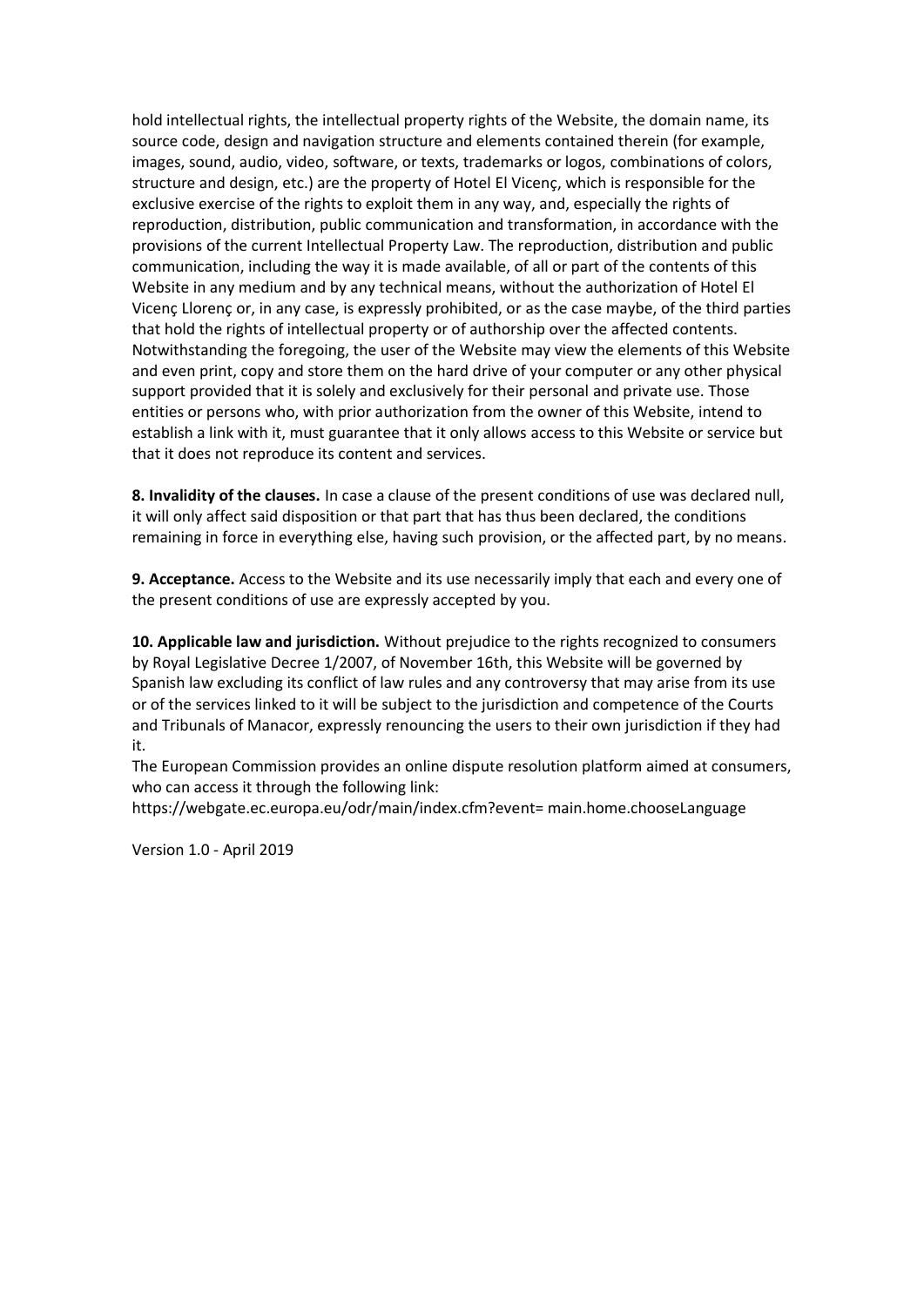hold intellectual rights, the intellectual property rights of the Website, the domain name, its source code, design and navigation structure and elements contained therein (for example, images, sound, audio, video, software, or texts, trademarks or logos, combinations of colors, structure and design, etc.) are the property of Hotel El Vicenç, which is responsible for the exclusive exercise of the rights to exploit them in any way, and, especially the rights of reproduction, distribution, public communication and transformation, in accordance with the provisions of the current Intellectual Property Law. The reproduction, distribution and public communication, including the way it is made available, of all or part of the contents of this Website in any medium and by any technical means, without the authorization of Hotel El Vicenç Llorenç or, in any case, is expressly prohibited, or as the case maybe, of the third parties that hold the rights of intellectual property or of authorship over the affected contents. Notwithstanding the foregoing, the user of the Website may view the elements of this Website and even print, copy and store them on the hard drive of your computer or any other physical support provided that it is solely and exclusively for their personal and private use. Those entities or persons who, with prior authorization from the owner of this Website, intend to establish a link with it, must guarantee that it only allows access to this Website or service but that it does not reproduce its content and services.

**8. Invalidity of the clauses.** In case a clause of the present conditions of use was declared null, it will only affect said disposition or that part that has thus been declared, the conditions remaining in force in everything else, having such provision, or the affected part, by no means.

**9. Acceptance.** Access to the Website and its use necessarily imply that each and every one of the present conditions of use are expressly accepted by you.

**10. Applicable law and jurisdiction.** Without prejudice to the rights recognized to consumers by Royal Legislative Decree 1/2007, of November 16th, this Website will be governed by Spanish law excluding its conflict of law rules and any controversy that may arise from its use or of the services linked to it will be subject to the jurisdiction and competence of the Courts and Tribunals of Manacor, expressly renouncing the users to their own jurisdiction if they had it.

The European Commission provides an online dispute resolution platform aimed at consumers, who can access it through the following link:
https://webgate.ec.europa.eu/odr/main/index.cfm?event= main.home.chooseLanguage

Version 1.0 - April 2019